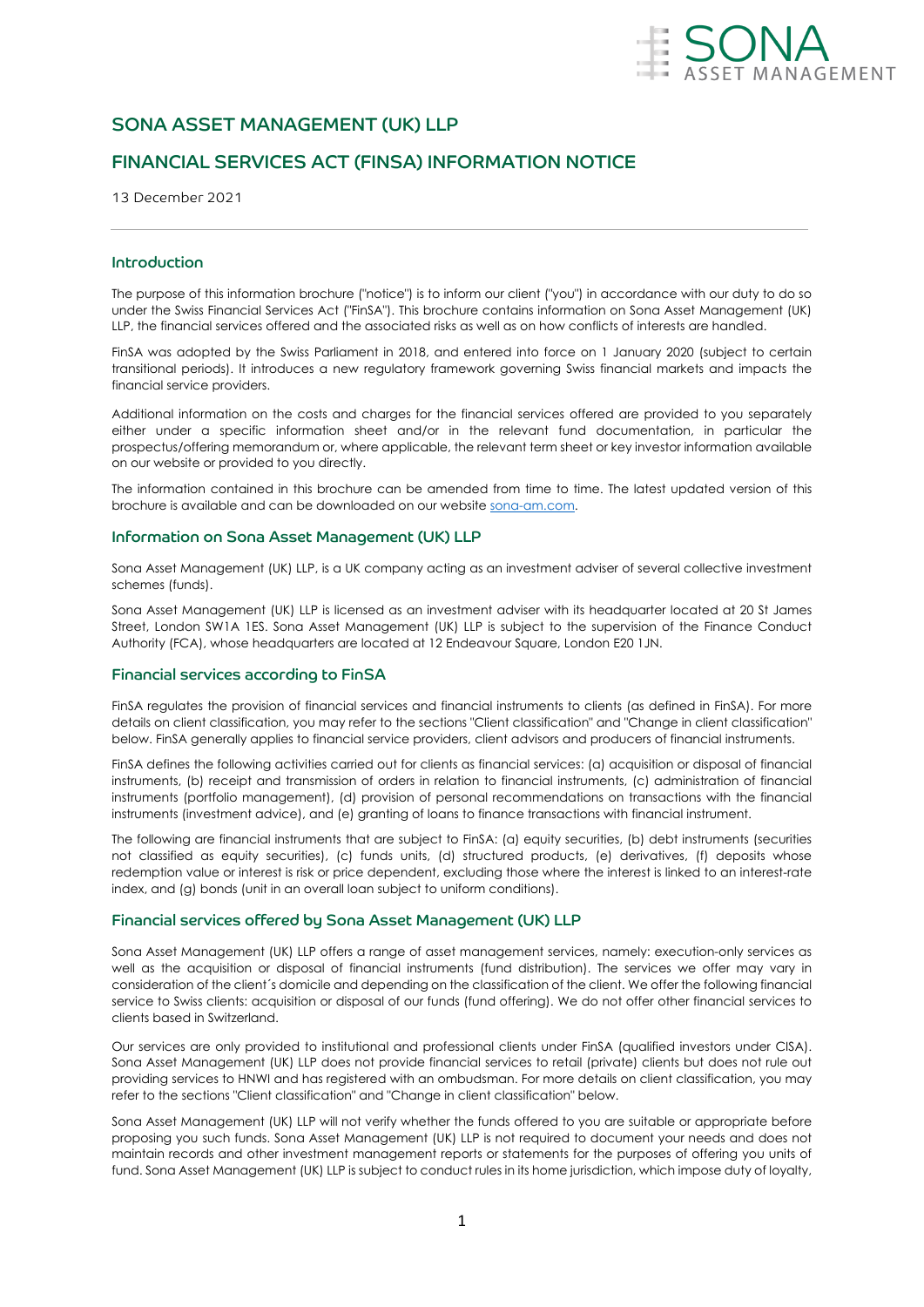# SONA ASSET MANAGEMENT (UK) LLP

# FINANCIAL SERVICES ACT (FINSA) INFORMATION NOTICE

13 December 2021

## Introduction

The purpose of this information brochure ("notice") is to inform our client ("you") in accordance with our duty to do so under the Swiss Financial Services Act ("FinSA"). This brochure contains information on Sona Asset Management (UK) LLP, the financial services offered and the associated risks as well as on how conflicts of interests are handled.

FinSA was adopted by the Swiss Parliament in 2018, and entered into force on 1 January 2020 (subject to certain transitional periods). It introduces a new regulatory framework governing Swiss financial markets and impacts the financial service providers.

Additional information on the costs and charges for the financial services offered are provided to you separately either under a specific information sheet and/or in the relevant fund documentation, in particular the prospectus/offering memorandum or, where applicable, the relevant term sheet or key investor information available on our website or provided to you directly.

The information contained in this brochure can be amended from time to time. The latest updated version of this brochure is available and can be downloaded on our website sona-am.com.

## Information on Sona Asset Management (UK) LLP

Sona Asset Management (UK) LLP, is a UK company acting as an investment adviser of several collective investment schemes (funds).

Sona Asset Management (UK) LLP is licensed as an investment adviser with its headquarter located at 20 St James Street, London SW1A 1ES. Sona Asset Management (UK) LLP is subject to the supervision of the Finance Conduct Authority (FCA), whose headquarters are located at 12 Endeavour Square, London E20 1JN.

## Financial services according to FinSA

FinSA regulates the provision of financial services and financial instruments to clients (as defined in FinSA). For more details on client classification, you may refer to the sections "Client classification" and "Change in client classification" below. FinSA generally applies to financial service providers, client advisors and producers of financial instruments.

FinSA defines the following activities carried out for clients as financial services: (a) acquisition or disposal of financial instruments, (b) receipt and transmission of orders in relation to financial instruments, (c) administration of financial instruments (portfolio management), (d) provision of personal recommendations on transactions with the financial instruments (investment advice), and (e) granting of loans to finance transactions with financial instrument.

The following are financial instruments that are subject to FinSA: (a) equity securities, (b) debt instruments (securities not classified as equity securities), (c) funds units, (d) structured products, (e) derivatives, (f) deposits whose redemption value or interest is risk or price dependent, excluding those where the interest is linked to an interest-rate index, and (g) bonds (unit in an overall loan subject to uniform conditions).

## Financial services offered by Sona Asset Management (UK) LLP

Sona Asset Management (UK) LLP offers a range of asset management services, namely: execution-only services as well as the acquisition or disposal of financial instruments (fund distribution). The services we offer may vary in consideration of the client´s domicile and depending on the classification of the client. We offer the following financial service to Swiss clients: acquisition or disposal of our funds (fund offering). We do not offer other financial services to clients based in Switzerland.

Our services are only provided to institutional and professional clients under FinSA (qualified investors under CISA). Sona Asset Management (UK) LLP does not provide financial services to retail (private) clients but does not rule out providing services to HNWI and has registered with an ombudsman. For more details on client classification, you may refer to the sections "Client classification" and "Change in client classification" below.

Sona Asset Management (UK) LLP will not verify whether the funds offered to you are suitable or appropriate before proposing you such funds. Sona Asset Management (UK) LLP is not required to document your needs and does not maintain records and other investment management reports or statements for the purposes of offering you units of fund. Sona Asset Management (UK) LLP is subject to conduct rules in its home jurisdiction, which impose duty of loyalty,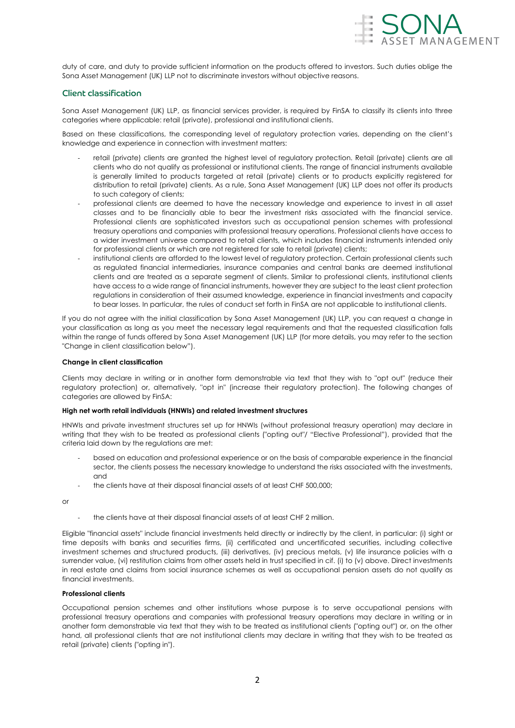duty of care, and duty to provide sufficient information on the products offered to investors. Such duties oblige the Sona Asset Management (UK) LLP not to discriminate investors without objective reasons.

## Client classification

Sona Asset Management (UK) LLP, as financial services provider, is required by FinSA to classify its clients into three categories where applicable: retail (private), professional and institutional clients.

Based on these classifications, the corresponding level of regulatory protection varies, depending on the client's knowledge and experience in connection with investment matters:

- retail (private) clients are granted the highest level of regulatory protection. Retail (private) clients are all clients who do not qualify as professional or institutional clients. The range of financial instruments available is generally limited to products targeted at retail (private) clients or to products explicitly registered for distribution to retail (private) clients. As a rule, Sona Asset Management (UK) LLP does not offer its products to such category of clients;
- professional clients are deemed to have the necessary knowledge and experience to invest in all asset classes and to be financially able to bear the investment risks associated with the financial service. Professional clients are sophisticated investors such as occupational pension schemes with professional treasury operations and companies with professional treasury operations. Professional clients have access to a wider investment universe compared to retail clients, which includes financial instruments intended only for professional clients or which are not registered for sale to retail (private) clients;
- institutional clients are afforded to the lowest level of regulatory protection. Certain professional clients such as regulated financial intermediaries, insurance companies and central banks are deemed institutional clients and are treated as a separate segment of clients. Similar to professional clients, institutional clients have access to a wide range of financial instruments, however they are subject to the least client protection regulations in consideration of their assumed knowledge, experience in financial investments and capacity to bear losses. In particular, the rules of conduct set forth in FinSA are not applicable to institutional clients.

If you do not agree with the initial classification by Sona Asset Management (UK) LLP, you can request a change in your classification as long as you meet the necessary legal requirements and that the requested classification falls within the range of funds offered by Sona Asset Management (UK) LLP (for more details, you may refer to the section "Change in client classification below").

**Change in client classification**

Clients may declare in writing or in another form demonstrable via text that they wish to "opt out" (reduce their regulatory protection) or, alternatively, "opt in" (increase their regulatory protection). The following changes of categories are allowed by FinSA:

**High net worth retail individuals (HNWIs) and related investment structures**

HNWIs and private investment structures set up for HNWIs (without professional treasury operation) may declare in writing that they wish to be treated as professional clients ("opting out"/ "Elective Professional"), provided that the criteria laid down by the regulations are met:

- based on education and professional experience or on the basis of comparable experience in the financial sector, the clients possess the necessary knowledge to understand the risks associated with the investments, and
- the clients have at their disposal financial assets of at least CHF 500,000;

or

- the clients have at their disposal financial assets of at least CHF 2 million.

Eligible "financial assets" include financial investments held directly or indirectly by the client, in particular: (i) sight or time deposits with banks and securities firms, (ii) certificated and uncertificated securities, including collective investment schemes and structured products, (iii) derivatives, (iv) precious metals, (v) life insurance policies with a surrender value, (vi) restitution claims from other assets held in trust specified in cif. (i) to (v) above. Direct investments in real estate and claims from social insurance schemes as well as occupational pension assets do not qualify as financial investments.

**Professional clients**

Occupational pension schemes and other institutions whose purpose is to serve occupational pensions with professional treasury operations and companies with professional treasury operations may declare in writing or in another form demonstrable via text that they wish to be treated as institutional clients ("opting out") or, on the other hand, all professional clients that are not institutional clients may declare in writing that they wish to be treated as retail (private) clients ("opting in").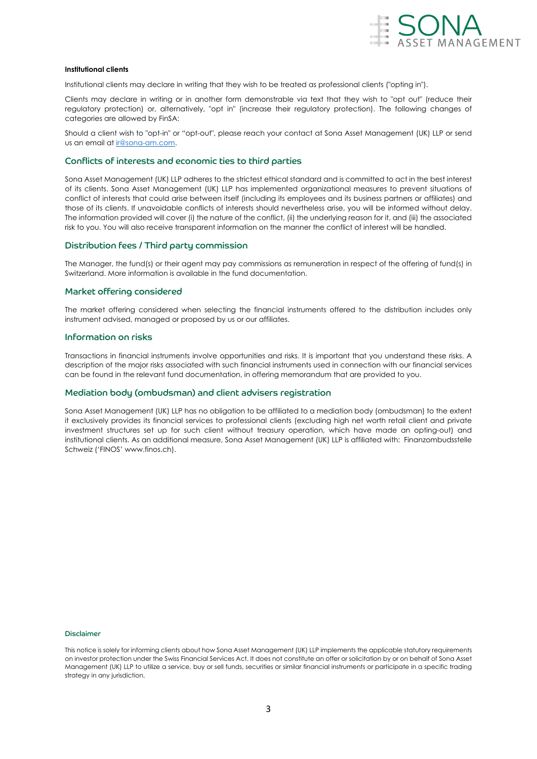#### Institutional clients

Institutional clients may declare in writing that they wish to be treated as professional clients ("opting in").

Clients may declare in writing or in another form demonstrable via text that they wish to "opt out" (reduce their regulatory protection) or, alternatively, "opt in" (increase their regulatory protection). The following changes of categories are allowed by FinSA:

Should a client wish to "opt-in" or "opt-out", please reach your contact at Sona Asset Management (UK) LLP or send us an email at ir@sona-am.com.

## Conflicts of interests and economic ties to third parties

Sona Asset Management (UK) LLP adheres to the strictest ethical standard and is committed to act in the best interest of its clients. Sona Asset Management (UK) LLP has implemented organizational measures to prevent situations of conflict of interests that could arise between itself (including its employees and its business partners or affiliates) and those of its clients. If unavoidable conflicts of interests should nevertheless arise, you will be informed without delay. The information provided will cover (i) the nature of the conflict, (ii) the underlying reason for it, and (iii) the associated risk to you. You will also receive transparent information on the manner the conflict of interest will be handled.

## Distribution fees / Third party commission

The Manager, the fund(s) or their agent may pay commissions as remuneration in respect of the offering of fund(s) in Switzerland. More information is available in the fund documentation.

## Market offering considered

The market offering considered when selecting the financial instruments offered to the distribution includes only instrument advised, managed or proposed by us or our affiliates.

## Information on risks

Transactions in financial instruments involve opportunities and risks. It is important that you understand these risks. A description of the major risks associated with such financial instruments used in connection with our financial services can be found in the relevant fund documentation, in offering memorandum that are provided to you.

## Mediation body (ombudsman) and client advisers registration

Sona Asset Management (UK) LLP has no obligation to be affiliated to a mediation body (ombudsman) to the extent it exclusively provides its financial services to professional clients (excluding high net worth retail client and private investment structures set up for such client without treasury operation, which have made an opting-out) and institutional clients. As an additional measure, Sona Asset Management (UK) LLP is affiliated with: Finanzombudsstelle Schweiz ('FINOS' www.finos.ch).

#### Disclaimer

This notice is solely for informing clients about how Sona Asset Management (UK) LLP implements the applicable statutory requirements on investor protection under the Swiss Financial Services Act. It does not constitute an offer or solicitation by or on behalf of Sona Asset Management (UK) LLP to utilize a service, buy or sell funds, securities or similar financial instruments or participate in a specific trading strategy in any jurisdiction.